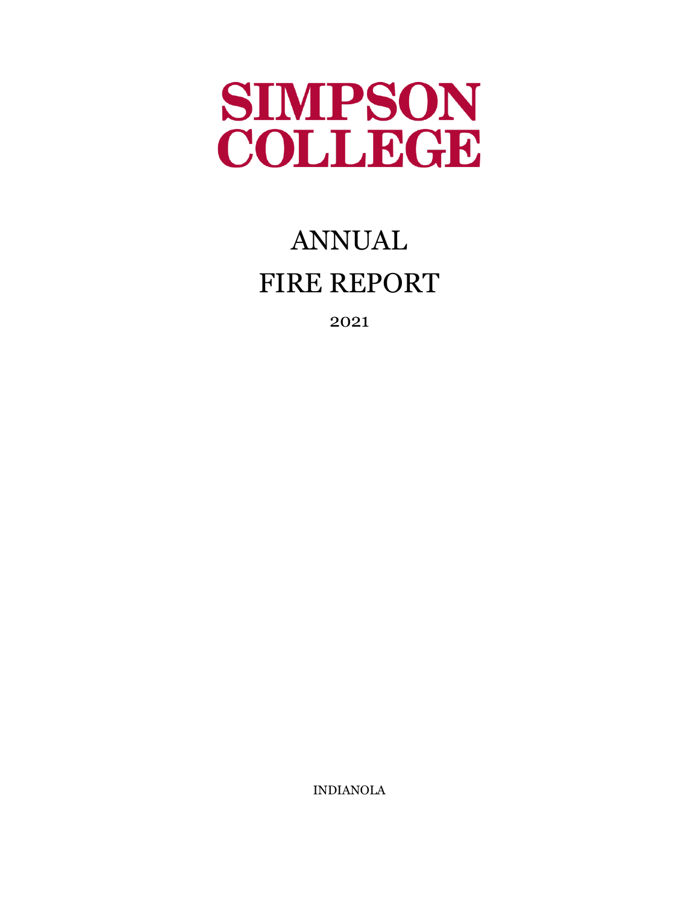# SIMPSON COLLEGE

# ANNUAL FIRE REPORT

2021

INDIANOLA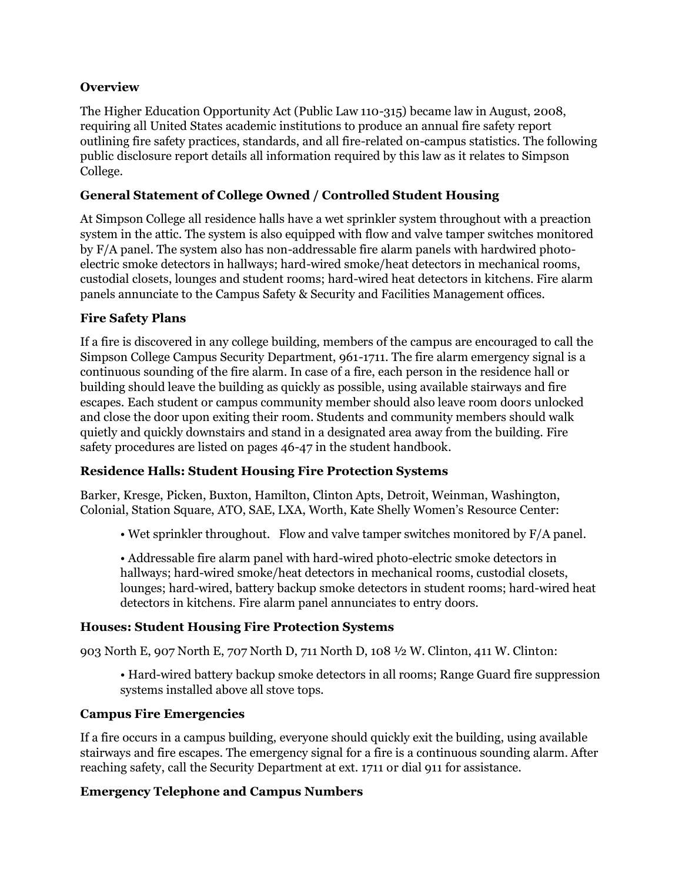## Overview

The Higher Education Opportunity Act (Public Law 110-315) became law in August, 2008, requiring all United States academic institutions to produce an annual fire safety report outlining fire safety practices, standards, and all fire-related on-campus statistics. The following public disclosure report details all information required by this law as it relates to Simpson College.

## General Statement of College Owned / Controlled Student Housing

At Simpson College all residence halls have a wet sprinkler system throughout with a preaction system in the attic. The system is also equipped with flow and valve tamper switches monitored by F/A panel. The system also has non-addressable fire alarm panels with hardwired photo-electric smoke detectors in hallways; hard-wired smoke/heat detectors in mechanical rooms, custodial closets, lounges and student rooms; hard-wired heat detectors in kitchens. Fire alarm panels annunciate to the Campus Safety & Security and Facilities Management offices.

## Fire Safety Plans

If a fire is discovered in any college building, members of the campus are encouraged to call the Simpson College Campus Security Department, 961-1711. The fire alarm emergency signal is a continuous sounding of the fire alarm. In case of a fire, each person in the residence hall or building should leave the building as quickly as possible, using available stairways and fire escapes. Each student or campus community member should also leave room doors unlocked and close the door upon exiting their room. Students and community members should walk quietly and quickly downstairs and stand in a designated area away from the building. Fire safety procedures are listed on pages 46-47 in the student handbook.

## Residence Halls: Student Housing Fire Protection Systems

Barker, Kresge, Picken, Buxton, Hamilton, Clinton Apts, Detroit, Weinman, Washington, Colonial, Station Square, ATO, SAE, LXA, Worth, Kate Shelly Women's Resource Center:

- Wet sprinkler throughout. Flow and valve tamper switches monitored by F/A panel.
- Addressable fire alarm panel with hard-wired photo-electric smoke detectors in hallways; hard-wired smoke/heat detectors in mechanical rooms, custodial closets, lounges; hard-wired, battery backup smoke detectors in student rooms; hard-wired heat detectors in kitchens. Fire alarm panel annunciates to entry doors.

## Houses: Student Housing Fire Protection Systems

903 North E, 907 North E, 707 North D, 711 North D, 108 ½ W. Clinton, 411 W. Clinton:

- Hard-wired battery backup smoke detectors in all rooms; Range Guard fire suppression systems installed above all stove tops.

## Campus Fire Emergencies

If a fire occurs in a campus building, everyone should quickly exit the building, using available stairways and fire escapes. The emergency signal for a fire is a continuous sounding alarm. After reaching safety, call the Security Department at ext. 1711 or dial 911 for assistance.

## Emergency Telephone and Campus Numbers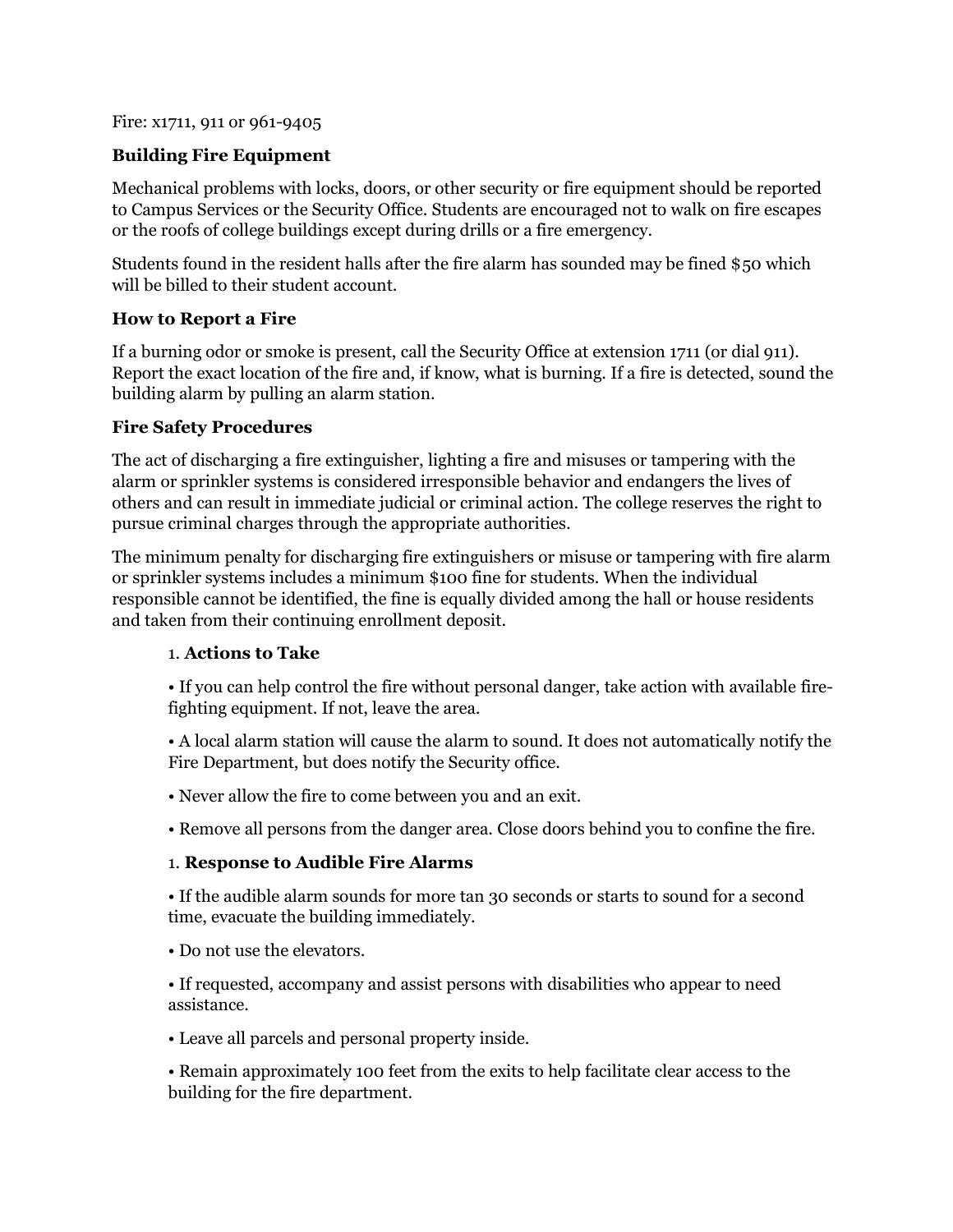Fire: x1711, 911 or 961-9405

**Building Fire Equipment**

Mechanical problems with locks, doors, or other security or fire equipment should be reported to Campus Services or the Security Office. Students are encouraged not to walk on fire escapes or the roofs of college buildings except during drills or a fire emergency.

Students found in the resident halls after the fire alarm has sounded may be fined $50 which will be billed to their student account.

**How to Report a Fire**

If a burning odor or smoke is present, call the Security Office at extension 1711 (or dial 911). Report the exact location of the fire and, if know, what is burning. If a fire is detected, sound the building alarm by pulling an alarm station.

**Fire Safety Procedures**

The act of discharging a fire extinguisher, lighting a fire and misuses or tampering with the alarm or sprinkler systems is considered irresponsible behavior and endangers the lives of others and can result in immediate judicial or criminal action. The college reserves the right to pursue criminal charges through the appropriate authorities.

The minimum penalty for discharging fire extinguishers or misuse or tampering with fire alarm or sprinkler systems includes a minimum $100 fine for students. When the individual responsible cannot be identified, the fine is equally divided among the hall or house residents and taken from their continuing enrollment deposit.

1. **Actions to Take**

   • If you can help control the fire without personal danger, take action with available fire-fighting equipment. If not, leave the area.

   • A local alarm station will cause the alarm to sound. It does not automatically notify the Fire Department, but does notify the Security office.

   • Never allow the fire to come between you and an exit.

   • Remove all persons from the danger area. Close doors behind you to confine the fire.

1. **Response to Audible Fire Alarms**

   • If the audible alarm sounds for more tan 30 seconds or starts to sound for a second time, evacuate the building immediately.

   • Do not use the elevators.

   • If requested, accompany and assist persons with disabilities who appear to need assistance.

   • Leave all parcels and personal property inside.

   • Remain approximately 100 feet from the exits to help facilitate clear access to the building for the fire department.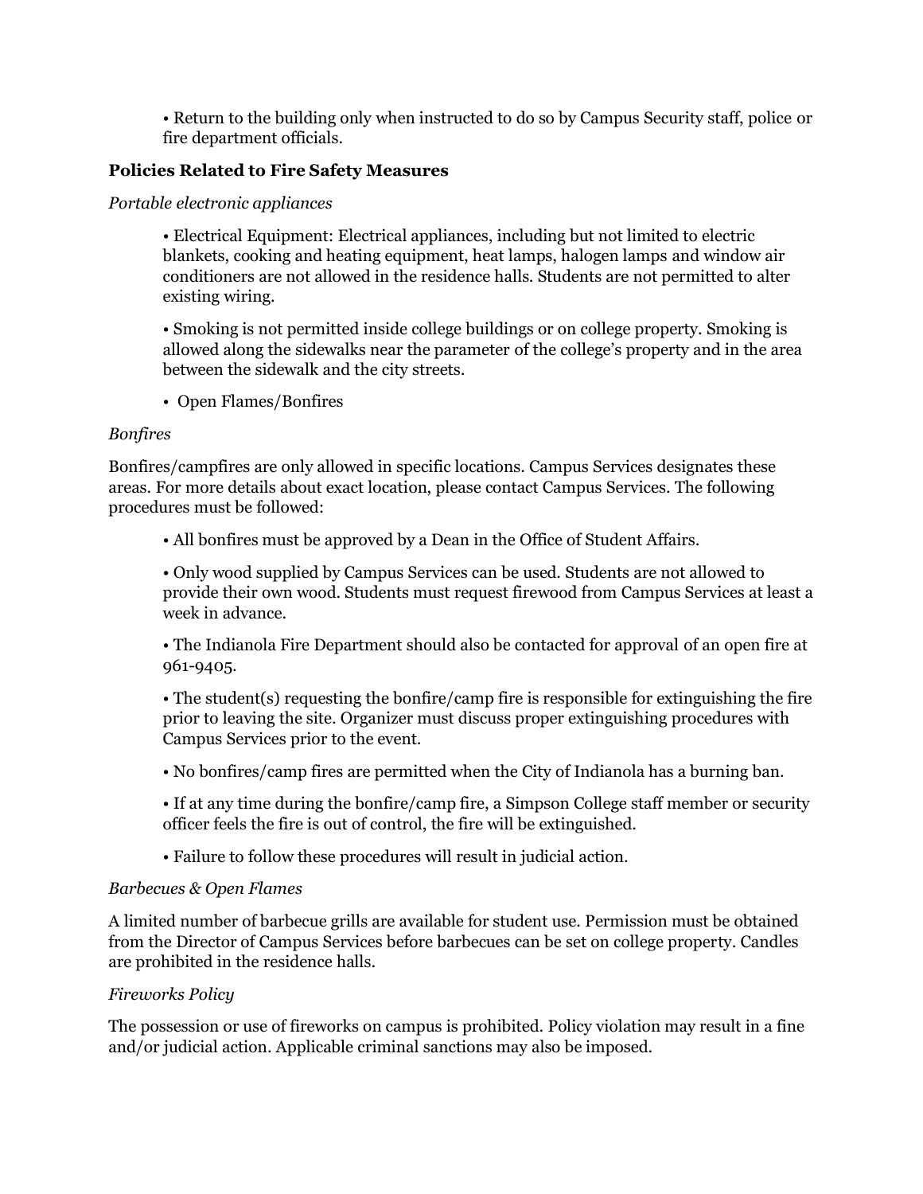- Return to the building only when instructed to do so by Campus Security staff, police or fire department officials.

### Policies Related to Fire Safety Measures

*Portable electronic appliances*

- Electrical Equipment: Electrical appliances, including but not limited to electric blankets, cooking and heating equipment, heat lamps, halogen lamps and window air conditioners are not allowed in the residence halls. Students are not permitted to alter existing wiring.
- Smoking is not permitted inside college buildings or on college property. Smoking is allowed along the sidewalks near the parameter of the college's property and in the area between the sidewalk and the city streets.
- Open Flames/Bonfires

*Bonfires*

Bonfires/campfires are only allowed in specific locations. Campus Services designates these areas. For more details about exact location, please contact Campus Services. The following procedures must be followed:

- All bonfires must be approved by a Dean in the Office of Student Affairs.
- Only wood supplied by Campus Services can be used. Students are not allowed to provide their own wood. Students must request firewood from Campus Services at least a week in advance.
- The Indianola Fire Department should also be contacted for approval of an open fire at 961-9405.
- The student(s) requesting the bonfire/camp fire is responsible for extinguishing the fire prior to leaving the site. Organizer must discuss proper extinguishing procedures with Campus Services prior to the event.
- No bonfires/camp fires are permitted when the City of Indianola has a burning ban.
- If at any time during the bonfire/camp fire, a Simpson College staff member or security officer feels the fire is out of control, the fire will be extinguished.
- Failure to follow these procedures will result in judicial action.

*Barbecues & Open Flames*

A limited number of barbecue grills are available for student use. Permission must be obtained from the Director of Campus Services before barbecues can be set on college property. Candles are prohibited in the residence halls.

*Fireworks Policy*

The possession or use of fireworks on campus is prohibited. Policy violation may result in a fine and/or judicial action. Applicable criminal sanctions may also be imposed.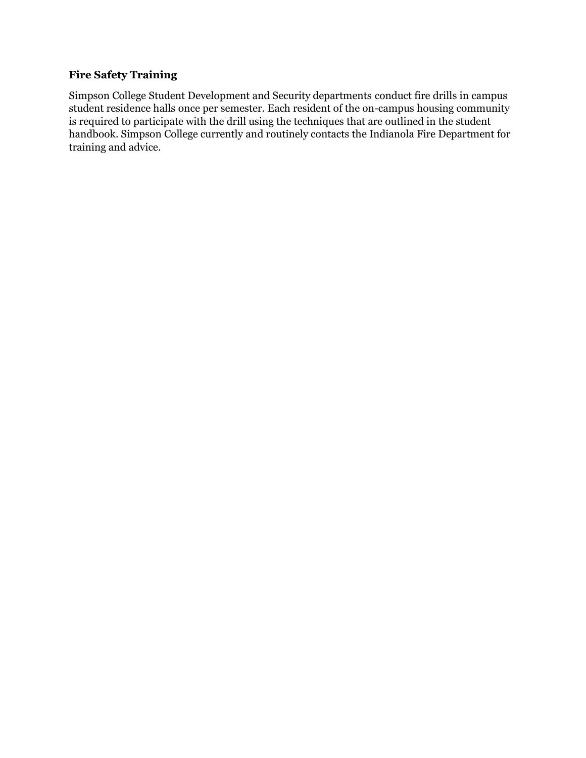**Fire Safety Training**

Simpson College Student Development and Security departments conduct fire drills in campus student residence halls once per semester. Each resident of the on-campus housing community is required to participate with the drill using the techniques that are outlined in the student handbook. Simpson College currently and routinely contacts the Indianola Fire Department for training and advice.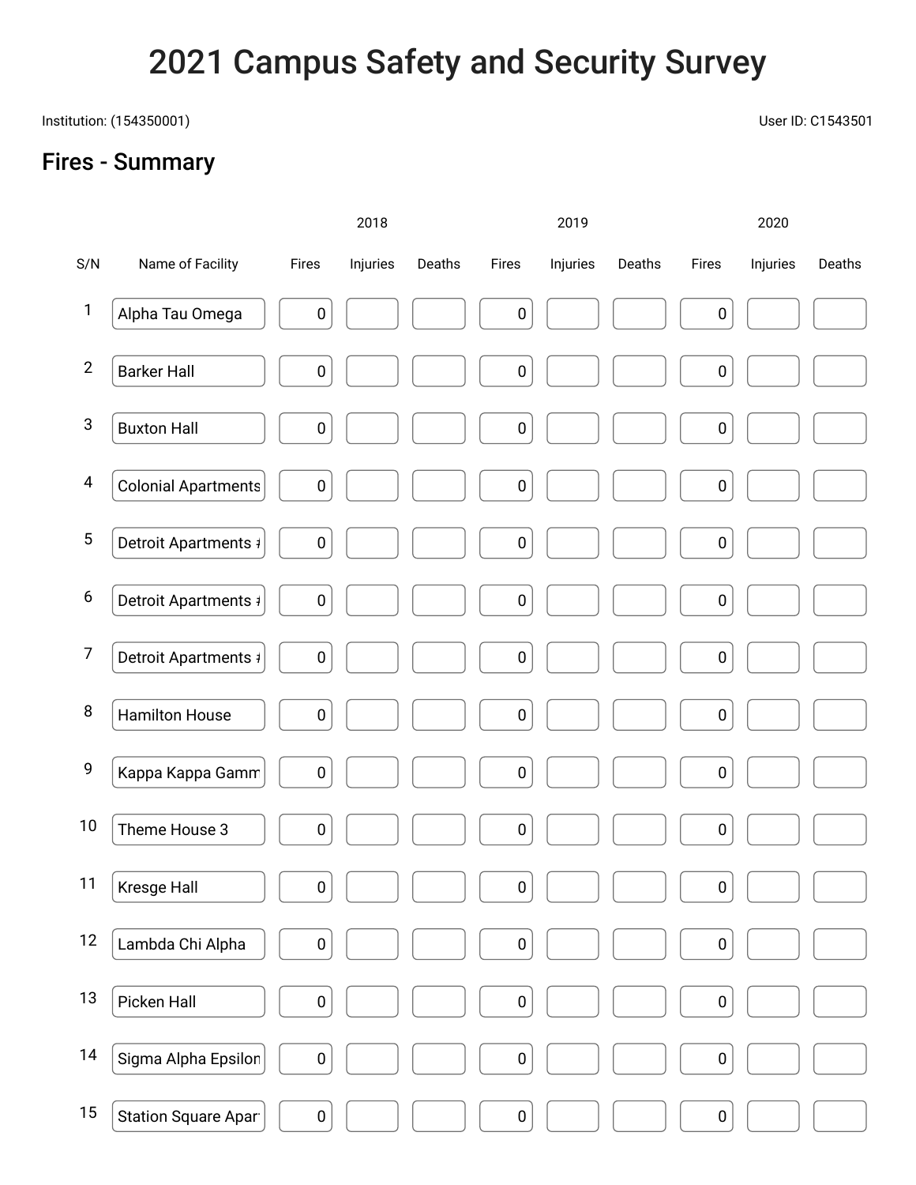# 2021 Campus Safety and Security Survey

Institution: (154350001)

User ID: C1543501

## Fires - Summary

| S/N | Name of Facility | 2018 | | | 2019 | | | 2020 | | |
|---|---|---|---|---|---|---|---|---|---|---|
| | | Fires | Injuries | Deaths | Fires | Injuries | Deaths | Fires | Injuries | Deaths |
| 1 | Alpha Tau Omega | 0 | | | 0 | | | 0 | | |
| 2 | Barker Hall | 0 | | | 0 | | | 0 | | |
| 3 | Buxton Hall | 0 | | | 0 | | | 0 | | |
| 4 | Colonial Apartments | 0 | | | 0 | | | 0 | | |
| 5 | Detroit Apartments # | 0 | | | 0 | | | 0 | | |
| 6 | Detroit Apartments # | 0 | | | 0 | | | 0 | | |
| 7 | Detroit Apartments # | 0 | | | 0 | | | 0 | | |
| 8 | Hamilton House | 0 | | | 0 | | | 0 | | |
| 9 | Kappa Kappa Gamm | 0 | | | 0 | | | 0 | | |
| 10 | Theme House 3 | 0 | | | 0 | | | 0 | | |
| 11 | Kresge Hall | 0 | | | 0 | | | 0 | | |
| 12 | Lambda Chi Alpha | 0 | | | 0 | | | 0 | | |
| 13 | Picken Hall | 0 | | | 0 | | | 0 | | |
| 14 | Sigma Alpha Epsilon | 0 | | | 0 | | | 0 | | |
| 15 | Station Square Apar | 0 | | | 0 | | | 0 | | |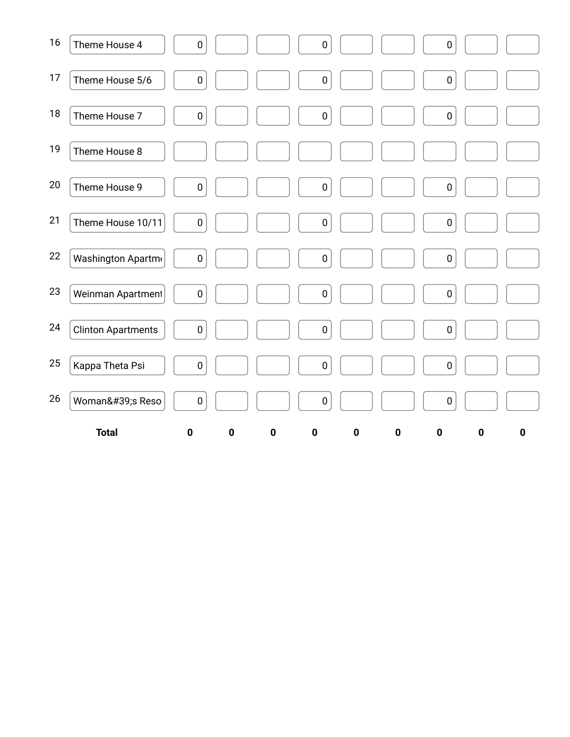| | | | | | | | | | | |
|---|---|---|---|---|---|---|---|---|---|---|
| 16 | Theme House 4 | 0 | | | 0 | | | 0 | | |
| 17 | Theme House 5/6 | 0 | | | 0 | | | 0 | | |
| 18 | Theme House 7 | 0 | | | 0 | | | 0 | | |
| 19 | Theme House 8 | | | | | | | | | |
| 20 | Theme House 9 | 0 | | | 0 | | | 0 | | |
| 21 | Theme House 10/11 | 0 | | | 0 | | | 0 | | |
| 22 | Washington Apartm | 0 | | | 0 | | | 0 | | |
| 23 | Weinman Apartment | 0 | | | 0 | | | 0 | | |
| 24 | Clinton Apartments | 0 | | | 0 | | | 0 | | |
| 25 | Kappa Theta Psi | 0 | | | 0 | | | 0 | | |
| 26 | Woman&#39;s Reso | 0 | | | 0 | | | 0 | | |
| | **Total** | **0** | **0** | **0** | **0** | **0** | **0** | **0** | **0** | **0** |